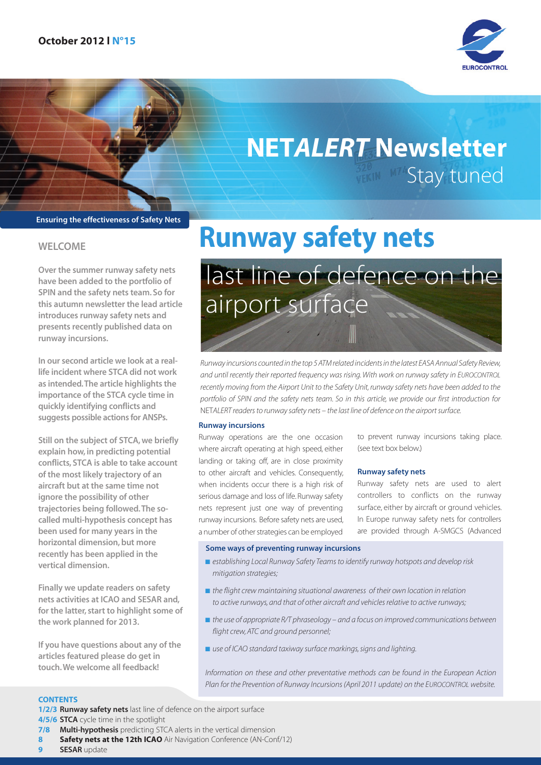October 2012 I N°15

# NETALERT Newsletter
Stay tuned

Ensuring the effectiveness of Safety Nets

## WELCOME

**Over the summer runway safety nets have been added to the portfolio of SPIN and the safety nets team. So for this autumn newsletter the lead article introduces runway safety nets and presents recently published data on runway incursions.**

**In our second article we look at a real-life incident where STCA did not work as intended. The article highlights the importance of the STCA cycle time in quickly identifying conflicts and suggests possible actions for ANSPs.**

**Still on the subject of STCA, we briefly explain how, in predicting potential conflicts, STCA is able to take account of the most likely trajectory of an aircraft but at the same time not ignore the possibility of other trajectories being followed. The so-called multi-hypothesis concept has been used for many years in the horizontal dimension, but more recently has been applied in the vertical dimension.**

**Finally we update readers on safety nets activities at ICAO and SESAR and, for the latter, start to highlight some of the work planned for 2013.**

**If you have questions about any of the articles featured please do get in touch. We welcome all feedback!**

# Runway safety nets

## last line of defence on the airport surface

*Runway incursions counted in the top 5 ATM related incidents in the latest EASA Annual Safety Review, and until recently their reported frequency was rising. With work on runway safety in EUROCONTROL recently moving from the Airport Unit to the Safety Unit, runway safety nets have been added to the portfolio of SPIN and the safety nets team. So in this article, we provide our first introduction for NETALERT readers to runway safety nets – the last line of defence on the airport surface.*

### Runway incursions

Runway operations are the one occasion where aircraft operating at high speed, either landing or taking off, are in close proximity to other aircraft and vehicles. Consequently, when incidents occur there is a high risk of serious damage and loss of life. Runway safety nets represent just one way of preventing runway incursions. Before safety nets are used, a number of other strategies can be employed to prevent runway incursions taking place. (see text box below.)

### Runway safety nets

Runway safety nets are used to alert controllers to conflicts on the runway surface, either by aircraft or ground vehicles. In Europe runway safety nets for controllers are provided through A-SMGCS (Advanced

**Some ways of preventing runway incursions**

- *establishing Local Runway Safety Teams to identify runway hotspots and develop risk mitigation strategies;*
- *the flight crew maintaining situational awareness of their own location in relation to active runways, and that of other aircraft and vehicles relative to active runways;*
- *the use of appropriate R/T phraseology – and a focus on improved communications between flight crew, ATC and ground personnel;*
- *use of ICAO standard taxiway surface markings, signs and lighting.*

*Information on these and other preventative methods can be found in the European Action Plan for the Prevention of Runway Incursions (April 2011 update) on the EUROCONTROL website.*

**CONTENTS**

**1/2/3 Runway safety nets** last line of defence on the airport surface
**4/5/6 STCA** cycle time in the spotlight
**7/8 Multi-hypothesis** predicting STCA alerts in the vertical dimension
**8 Safety nets at the 12th ICAO** Air Navigation Conference (AN-Conf/12)
**9 SESAR** update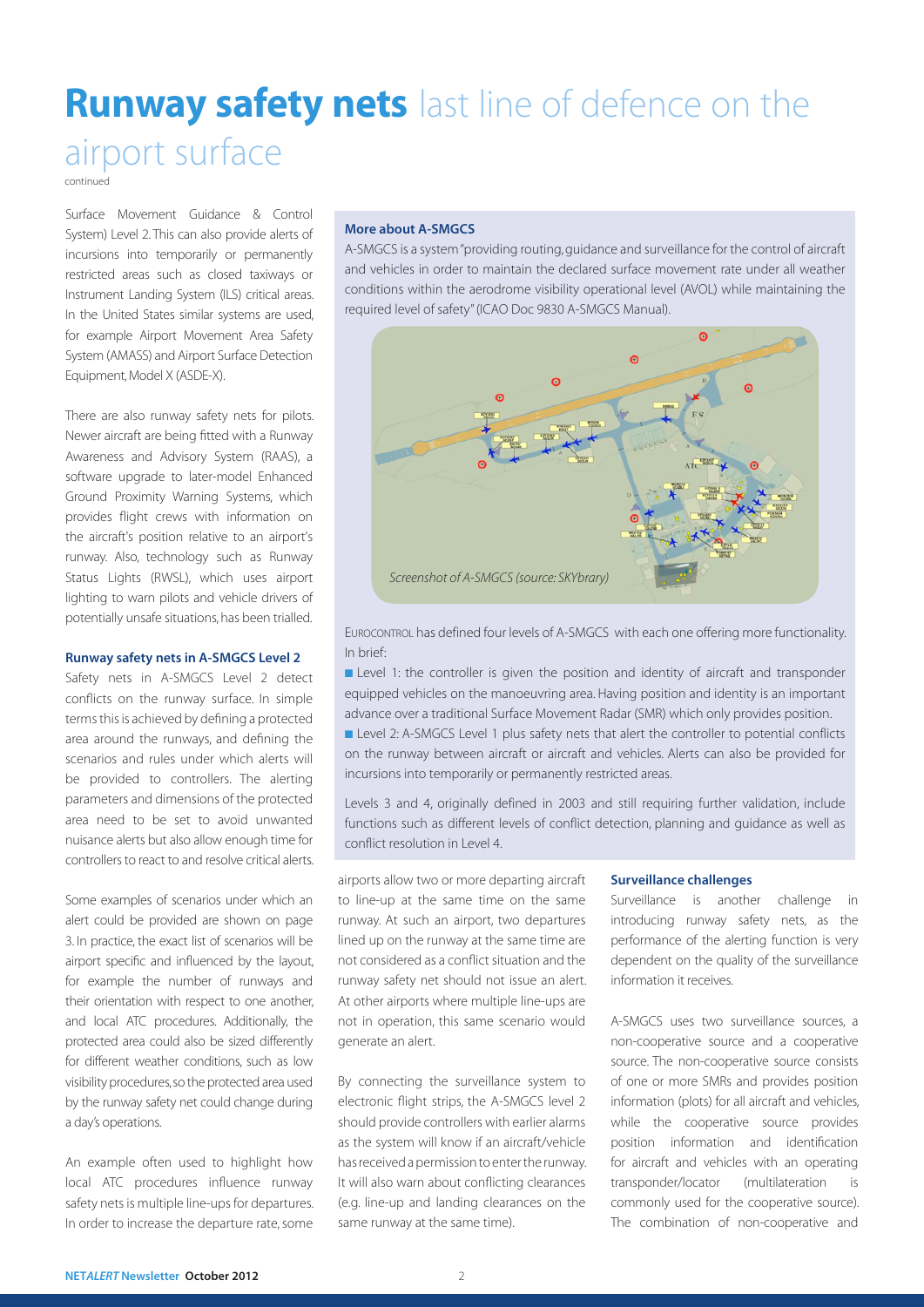# **Runway safety nets** last line of defence on the airport surface

continued

Surface Movement Guidance & Control System) Level 2. This can also provide alerts of incursions into temporarily or permanently restricted areas such as closed taxiways or Instrument Landing System (ILS) critical areas. In the United States similar systems are used, for example Airport Movement Area Safety System (AMASS) and Airport Surface Detection Equipment, Model X (ASDE-X).

There are also runway safety nets for pilots. Newer aircraft are being fitted with a Runway Awareness and Advisory System (RAAS), a software upgrade to later-model Enhanced Ground Proximity Warning Systems, which provides flight crews with information on the aircraft's position relative to an airport's runway. Also, technology such as Runway Status Lights (RWSL), which uses airport lighting to warn pilots and vehicle drivers of potentially unsafe situations, has been trialled.

### Runway safety nets in A-SMGCS Level 2

Safety nets in A-SMGCS Level 2 detect conflicts on the runway surface. In simple terms this is achieved by defining a protected area around the runways, and defining the scenarios and rules under which alerts will be provided to controllers. The alerting parameters and dimensions of the protected area need to be set to avoid unwanted nuisance alerts but also allow enough time for controllers to react to and resolve critical alerts.

Some examples of scenarios under which an alert could be provided are shown on page 3. In practice, the exact list of scenarios will be airport specific and influenced by the layout, for example the number of runways and their orientation with respect to one another, and local ATC procedures. Additionally, the protected area could also be sized differently for different weather conditions, such as low visibility procedures, so the protected area used by the runway safety net could change during a day's operations.

An example often used to highlight how local ATC procedures influence runway safety nets is multiple line-ups for departures. In order to increase the departure rate, some airports allow two or more departing aircraft to line-up at the same time on the same runway. At such an airport, two departures lined up on the runway at the same time are not considered as a conflict situation and the runway safety net should not issue an alert. At other airports where multiple line-ups are not in operation, this same scenario would generate an alert.

By connecting the surveillance system to electronic flight strips, the A-SMGCS level 2 should provide controllers with earlier alarms as the system will know if an aircraft/vehicle has received a permission to enter the runway. It will also warn about conflicting clearances (e.g. line-up and landing clearances on the same runway at the same time).

### More about A-SMGCS

A-SMGCS is a system "providing routing, guidance and surveillance for the control of aircraft and vehicles in order to maintain the declared surface movement rate under all weather conditions within the aerodrome visibility operational level (AVOL) while maintaining the required level of safety" (ICAO Doc 9830 A-SMGCS Manual).

*Screenshot of A-SMGCS (source: SKYbrary)*

EUROCONTROL has defined four levels of A-SMGCS with each one offering more functionality. In brief:

- Level 1: the controller is given the position and identity of aircraft and transponder equipped vehicles on the manoeuvring area. Having position and identity is an important advance over a traditional Surface Movement Radar (SMR) which only provides position.
- Level 2: A-SMGCS Level 1 plus safety nets that alert the controller to potential conflicts on the runway between aircraft or aircraft and vehicles. Alerts can also be provided for incursions into temporarily or permanently restricted areas.

Levels 3 and 4, originally defined in 2003 and still requiring further validation, include functions such as different levels of conflict detection, planning and guidance as well as conflict resolution in Level 4.

### Surveillance challenges

Surveillance is another challenge in introducing runway safety nets, as the performance of the alerting function is very dependent on the quality of the surveillance information it receives.

A-SMGCS uses two surveillance sources, a non-cooperative source and a cooperative source. The non-cooperative source consists of one or more SMRs and provides position information (plots) for all aircraft and vehicles, while the cooperative source provides position information and identification for aircraft and vehicles with an operating transponder/locator (multilateration is commonly used for the cooperative source). The combination of non-cooperative and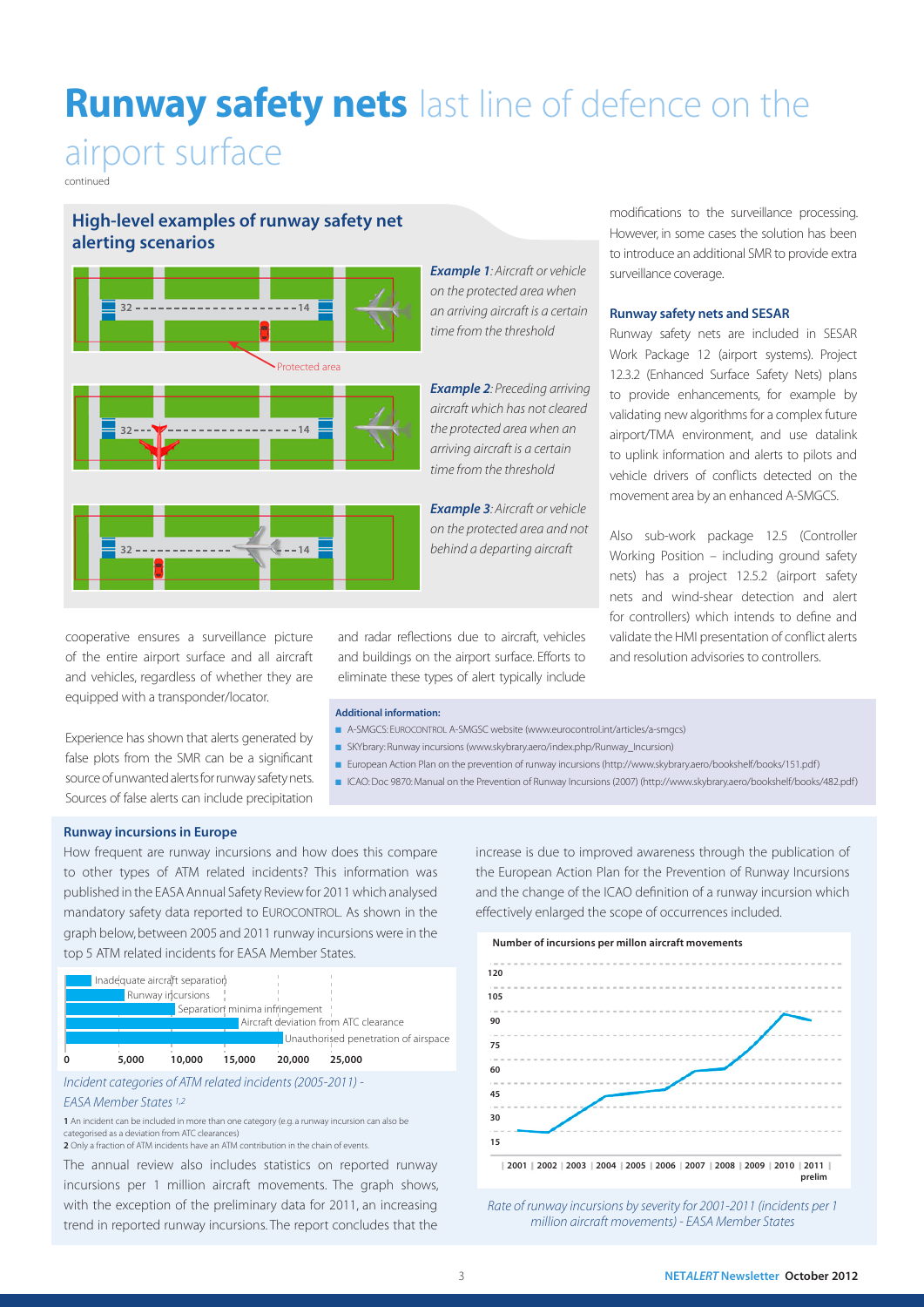# **Runway safety nets** last line of defence on the airport surface

continued

## High-level examples of runway safety net alerting scenarios

***Example 1****: Aircraft or vehicle on the protected area when an arriving aircraft is a certain time from the threshold*

***Example 2****: Preceding arriving aircraft which has not cleared the protected area when an arriving aircraft is a certain time from the threshold*

***Example 3****: Aircraft or vehicle on the protected area and not behind a departing aircraft*

cooperative ensures a surveillance picture of the entire airport surface and all aircraft and vehicles, regardless of whether they are equipped with a transponder/locator.

Experience has shown that alerts generated by false plots from the SMR can be a significant source of unwanted alerts for runway safety nets. Sources of false alerts can include precipitation and radar reflections due to aircraft, vehicles and buildings on the airport surface. Efforts to eliminate these types of alert typically include modifications to the surveillance processing. However, in some cases the solution has been to introduce an additional SMR to provide extra surveillance coverage.

### Runway safety nets and SESAR

Runway safety nets are included in SESAR Work Package 12 (airport systems). Project 12.3.2 (Enhanced Surface Safety Nets) plans to provide enhancements, for example by validating new algorithms for a complex future airport/TMA environment, and use datalink to uplink information and alerts to pilots and vehicle drivers of conflicts detected on the movement area by an enhanced A-SMGCS.

Also sub-work package 12.5 (Controller Working Position – including ground safety nets) has a project 12.5.2 (airport safety nets and wind-shear detection and alert for controllers) which intends to define and validate the HMI presentation of conflict alerts and resolution advisories to controllers.

**Additional information:**

- A-SMGCS: EUROCONTROL A-SMGSC website (www.eurocontrol.int/articles/a-smgcs)
- SKYbrary: Runway incursions (www.skybrary.aero/index.php/Runway_Incursion)
- European Action Plan on the prevention of runway incursions (http://www.skybrary.aero/bookshelf/books/151.pdf)
- ICAO: Doc 9870: Manual on the Prevention of Runway Incursions (2007) (http://www.skybrary.aero/bookshelf/books/482.pdf)

### Runway incursions in Europe

How frequent are runway incursions and how does this compare to other types of ATM related incidents? This information was published in the EASA Annual Safety Review for 2011 which analysed mandatory safety data reported to EUROCONTROL. As shown in the graph below, between 2005 and 2011 runway incursions were in the top 5 ATM related incidents for EASA Member States.

*Incident categories of ATM related incidents (2005-2011) - EASA Member States [1,2]*

**1** An incident can be included in more than one category (e.g. a runway incursion can also be categorised as a deviation from ATC clearances)
**2** Only a fraction of ATM incidents have an ATM contribution in the chain of events.

The annual review also includes statistics on reported runway incursions per 1 million aircraft movements. The graph shows, with the exception of the preliminary data for 2011, an increasing trend in reported runway incursions. The report concludes that the increase is due to improved awareness through the publication of the European Action Plan for the Prevention of Runway Incursions and the change of the ICAO definition of a runway incursion which effectively enlarged the scope of occurrences included.

*Rate of runway incursions by severity for 2001-2011 (incidents per 1 million aircraft movements) - EASA Member States*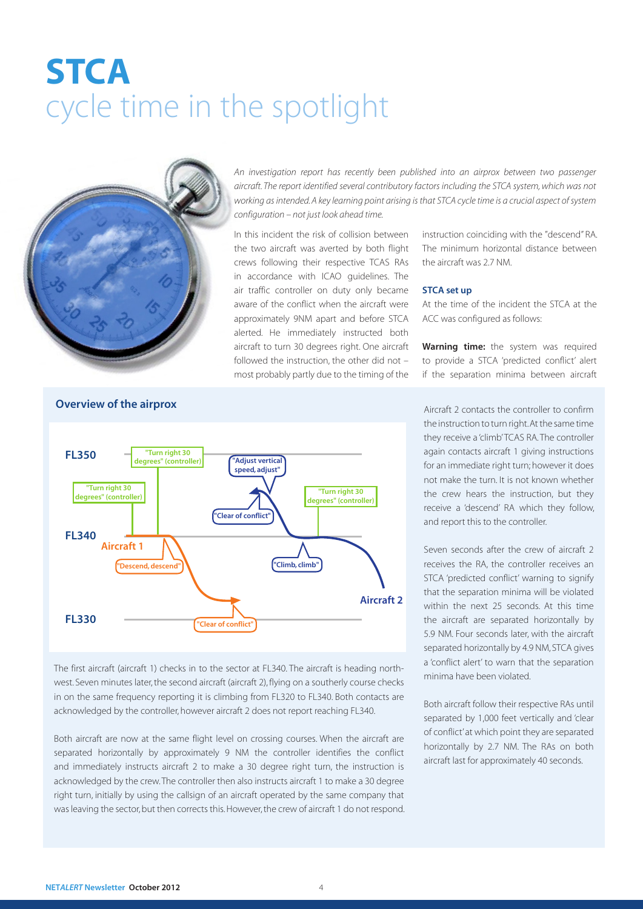# STCA cycle time in the spotlight

*An investigation report has recently been published into an airprox between two passenger aircraft. The report identified several contributory factors including the STCA system, which was not working as intended. A key learning point arising is that STCA cycle time is a crucial aspect of system configuration – not just look ahead time.*

In this incident the risk of collision between the two aircraft was averted by both flight crews following their respective TCAS RAs in accordance with ICAO guidelines. The air traffic controller on duty only became aware of the conflict when the aircraft were approximately 9NM apart and before STCA alerted. He immediately instructed both aircraft to turn 30 degrees right. One aircraft followed the instruction, the other did not – most probably partly due to the timing of the instruction coinciding with the "descend" RA. The minimum horizontal distance between the aircraft was 2.7 NM.

### STCA set up

At the time of the incident the STCA at the ACC was configured as follows:

**Warning time:** the system was required to provide a STCA 'predicted conflict' alert if the separation minima between aircraft

### Overview of the airprox

The first aircraft (aircraft 1) checks in to the sector at FL340. The aircraft is heading north-west. Seven minutes later, the second aircraft (aircraft 2), flying on a southerly course checks in on the same frequency reporting it is climbing from FL320 to FL340. Both contacts are acknowledged by the controller, however aircraft 2 does not report reaching FL340.

Both aircraft are now at the same flight level on crossing courses. When the aircraft are separated horizontally by approximately 9 NM the controller identifies the conflict and immediately instructs aircraft 2 to make a 30 degree right turn, the instruction is acknowledged by the crew. The controller then also instructs aircraft 1 to make a 30 degree right turn, initially by using the callsign of an aircraft operated by the same company that was leaving the sector, but then corrects this. However, the crew of aircraft 1 do not respond.

Aircraft 2 contacts the controller to confirm the instruction to turn right. At the same time they receive a 'climb' TCAS RA. The controller again contacts aircraft 1 giving instructions for an immediate right turn; however it does not make the turn. It is not known whether the crew hears the instruction, but they receive a 'descend' RA which they follow, and report this to the controller.

Seven seconds after the crew of aircraft 2 receives the RA, the controller receives an STCA 'predicted conflict' warning to signify that the separation minima will be violated within the next 25 seconds. At this time the aircraft are separated horizontally by 5.9 NM. Four seconds later, with the aircraft separated horizontally by 4.9 NM, STCA gives a 'conflict alert' to warn that the separation minima have been violated.

Both aircraft follow their respective RAs until separated by 1,000 feet vertically and 'clear of conflict' at which point they are separated horizontally by 2.7 NM. The RAs on both aircraft last for approximately 40 seconds.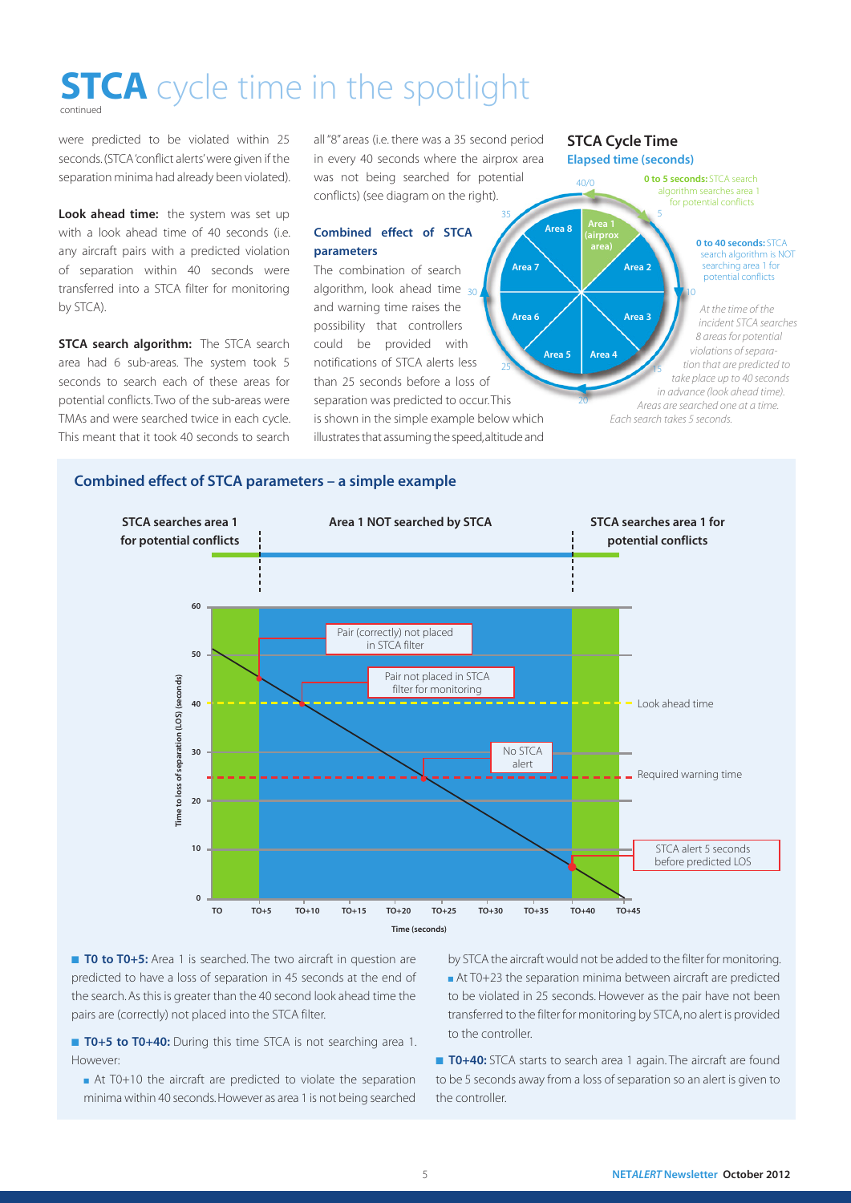# STCA cycle time in the spotlight

continued

were predicted to be violated within 25 seconds. (STCA 'conflict alerts' were given if the separation minima had already been violated).

**Look ahead time:** the system was set up with a look ahead time of 40 seconds (i.e. any aircraft pairs with a predicted violation of separation within 40 seconds were transferred into a STCA filter for monitoring by STCA).

**STCA search algorithm:** The STCA search area had 6 sub-areas. The system took 5 seconds to search each of these areas for potential conflicts. Two of the sub-areas were TMAs and were searched twice in each cycle. This meant that it took 40 seconds to search all "8" areas (i.e. there was a 35 second period in every 40 seconds where the airprox area was not being searched for potential conflicts) (see diagram on the right).

### Combined effect of STCA parameters

The combination of search algorithm, look ahead time and warning time raises the possibility that controllers could be provided with notifications of STCA alerts less than 25 seconds before a loss of separation was predicted to occur. This is shown in the simple example below which illustrates that assuming the speed, altitude and

### STCA Cycle Time

**Elapsed time (seconds)**

**0 to 5 seconds:** STCA search algorithm searches area 1 for potential conflicts

**0 to 40 seconds:** STCA search algorithm is NOT searching area 1 for potential conflicts

*At the time of the incident STCA searches 8 areas for potential violations of separation that are predicted to take place up to 40 seconds in advance (look ahead time). Areas are searched one at a time. Each search takes 5 seconds.*

## Combined effect of STCA parameters – a simple example

**T0 to T0+5:** Area 1 is searched. The two aircraft in question are predicted to have a loss of separation in 45 seconds at the end of the search. As this is greater than the 40 second look ahead time the pairs are (correctly) not placed into the STCA filter.

**T0+5 to T0+40:** During this time STCA is not searching area 1. However:

- At T0+10 the aircraft are predicted to violate the separation minima within 40 seconds. However as area 1 is not being searched by STCA the aircraft would not be added to the filter for monitoring.
- At T0+23 the separation minima between aircraft are predicted to be violated in 25 seconds. However as the pair have not been transferred to the filter for monitoring by STCA, no alert is provided to the controller.

**T0+40:** STCA starts to search area 1 again. The aircraft are found to be 5 seconds away from a loss of separation so an alert is given to the controller.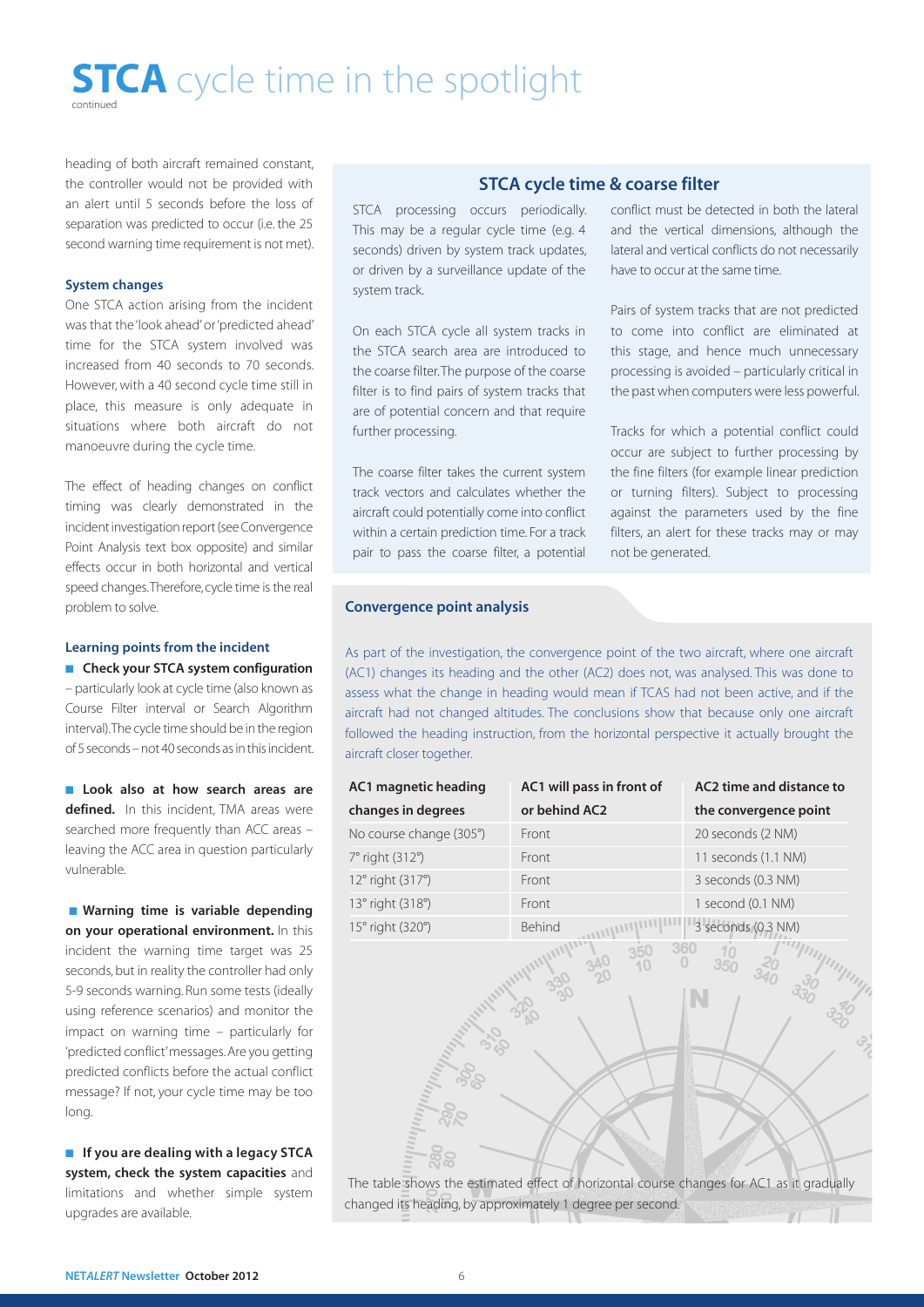# **STCA** cycle time in the spotlight

continued

heading of both aircraft remained constant, the controller would not be provided with an alert until 5 seconds before the loss of separation was predicted to occur (i.e. the 25 second warning time requirement is not met).

#### System changes

One STCA action arising from the incident was that the 'look ahead' or 'predicted ahead' time for the STCA system involved was increased from 40 seconds to 70 seconds. However, with a 40 second cycle time still in place, this measure is only adequate in situations where both aircraft do not manoeuvre during the cycle time.

The effect of heading changes on conflict timing was clearly demonstrated in the incident investigation report (see Convergence Point Analysis text box opposite) and similar effects occur in both horizontal and vertical speed changes. Therefore, cycle time is the real problem to solve.

#### Learning points from the incident

- **Check your STCA system configuration** – particularly look at cycle time (also known as Course Filter interval or Search Algorithm interval). The cycle time should be in the region of 5 seconds – not 40 seconds as in this incident.

- **Look also at how search areas are defined.** In this incident, TMA areas were searched more frequently than ACC areas – leaving the ACC area in question particularly vulnerable.

- **Warning time is variable depending on your operational environment.** In this incident the warning time target was 25 seconds, but in reality the controller had only 5-9 seconds warning. Run some tests (ideally using reference scenarios) and monitor the impact on warning time – particularly for 'predicted conflict' messages. Are you getting predicted conflicts before the actual conflict message? If not, your cycle time may be too long.

- **If you are dealing with a legacy STCA system, check the system capacities** and limitations and whether simple system upgrades are available.

### STCA cycle time & coarse filter

STCA processing occurs periodically. This may be a regular cycle time (e.g. 4 seconds) driven by system track updates, or driven by a surveillance update of the system track.

On each STCA cycle all system tracks in the STCA search area are introduced to the coarse filter. The purpose of the coarse filter is to find pairs of system tracks that are of potential concern and that require further processing.

The coarse filter takes the current system track vectors and calculates whether the aircraft could potentially come into conflict within a certain prediction time. For a track pair to pass the coarse filter, a potential conflict must be detected in both the lateral and the vertical dimensions, although the lateral and vertical conflicts do not necessarily have to occur at the same time.

Pairs of system tracks that are not predicted to come into conflict are eliminated at this stage, and hence much unnecessary processing is avoided – particularly critical in the past when computers were less powerful.

Tracks for which a potential conflict could occur are subject to further processing by the fine filters (for example linear prediction or turning filters). Subject to processing against the parameters used by the fine filters, an alert for these tracks may or may not be generated.

#### Convergence point analysis

As part of the investigation, the convergence point of the two aircraft, where one aircraft (AC1) changes its heading and the other (AC2) does not, was analysed. This was done to assess what the change in heading would mean if TCAS had not been active, and if the aircraft had not changed altitudes. The conclusions show that because only one aircraft followed the heading instruction, from the horizontal perspective it actually brought the aircraft closer together.

| AC1 magnetic heading changes in degrees | AC1 will pass in front of or behind AC2 | AC2 time and distance to the convergence point |
|---|---|---|
| No course change (305°) | Front | 20 seconds (2 NM) |
| 7° right (312°) | Front | 11 seconds (1.1 NM) |
| 12° right (317°) | Front | 3 seconds (0.3 NM) |
| 13° right (318°) | Front | 1 second (0.1 NM) |
| 15° right (320°) | Behind | 3 seconds (0.3 NM) |

The table shows the estimated effect of horizontal course changes for AC1 as it gradually changed its heading, by approximately 1 degree per second.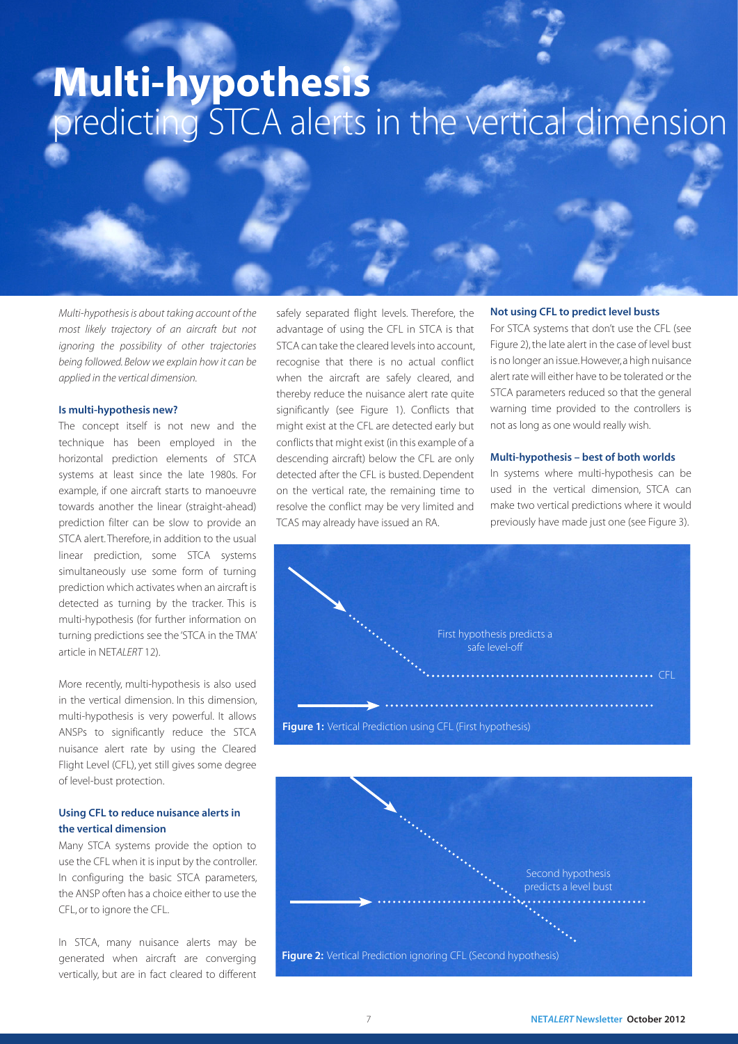# **Multi-hypothesis** predicting STCA alerts in the vertical dimension

*Multi-hypothesis is about taking account of the most likely trajectory of an aircraft but not ignoring the possibility of other trajectories being followed. Below we explain how it can be applied in the vertical dimension.*

### Is multi-hypothesis new?

The concept itself is not new and the technique has been employed in the horizontal prediction elements of STCA systems at least since the late 1980s. For example, if one aircraft starts to manoeuvre towards another the linear (straight-ahead) prediction filter can be slow to provide an STCA alert. Therefore, in addition to the usual linear prediction, some STCA systems simultaneously use some form of turning prediction which activates when an aircraft is detected as turning by the tracker. This is multi-hypothesis (for further information on turning predictions see the 'STCA in the TMA' article in NET*ALERT* 12).

More recently, multi-hypothesis is also used in the vertical dimension. In this dimension, multi-hypothesis is very powerful. It allows ANSPs to significantly reduce the STCA nuisance alert rate by using the Cleared Flight Level (CFL), yet still gives some degree of level-bust protection.

### Using CFL to reduce nuisance alerts in the vertical dimension

Many STCA systems provide the option to use the CFL when it is input by the controller. In configuring the basic STCA parameters, the ANSP often has a choice either to use the CFL, or to ignore the CFL.

In STCA, many nuisance alerts may be generated when aircraft are converging vertically, but are in fact cleared to different safely separated flight levels. Therefore, the advantage of using the CFL in STCA is that STCA can take the cleared levels into account, recognise that there is no actual conflict when the aircraft are safely cleared, and thereby reduce the nuisance alert rate quite significantly (see Figure 1). Conflicts that might exist at the CFL are detected early but conflicts that might exist (in this example of a descending aircraft) below the CFL are only detected after the CFL is busted. Dependent on the vertical rate, the remaining time to resolve the conflict may be very limited and TCAS may already have issued an RA.

### Not using CFL to predict level busts

For STCA systems that don't use the CFL (see Figure 2), the late alert in the case of level bust is no longer an issue. However, a high nuisance alert rate will either have to be tolerated or the STCA parameters reduced so that the general warning time provided to the controllers is not as long as one would really wish.

### Multi-hypothesis – best of both worlds

In systems where multi-hypothesis can be used in the vertical dimension, STCA can make two vertical predictions where it would previously have made just one (see Figure 3).

First hypothesis predicts a safe level-off

CFL

**Figure 1:** Vertical Prediction using CFL (First hypothesis)

Second hypothesis predicts a level bust

**Figure 2:** Vertical Prediction ignoring CFL (Second hypothesis)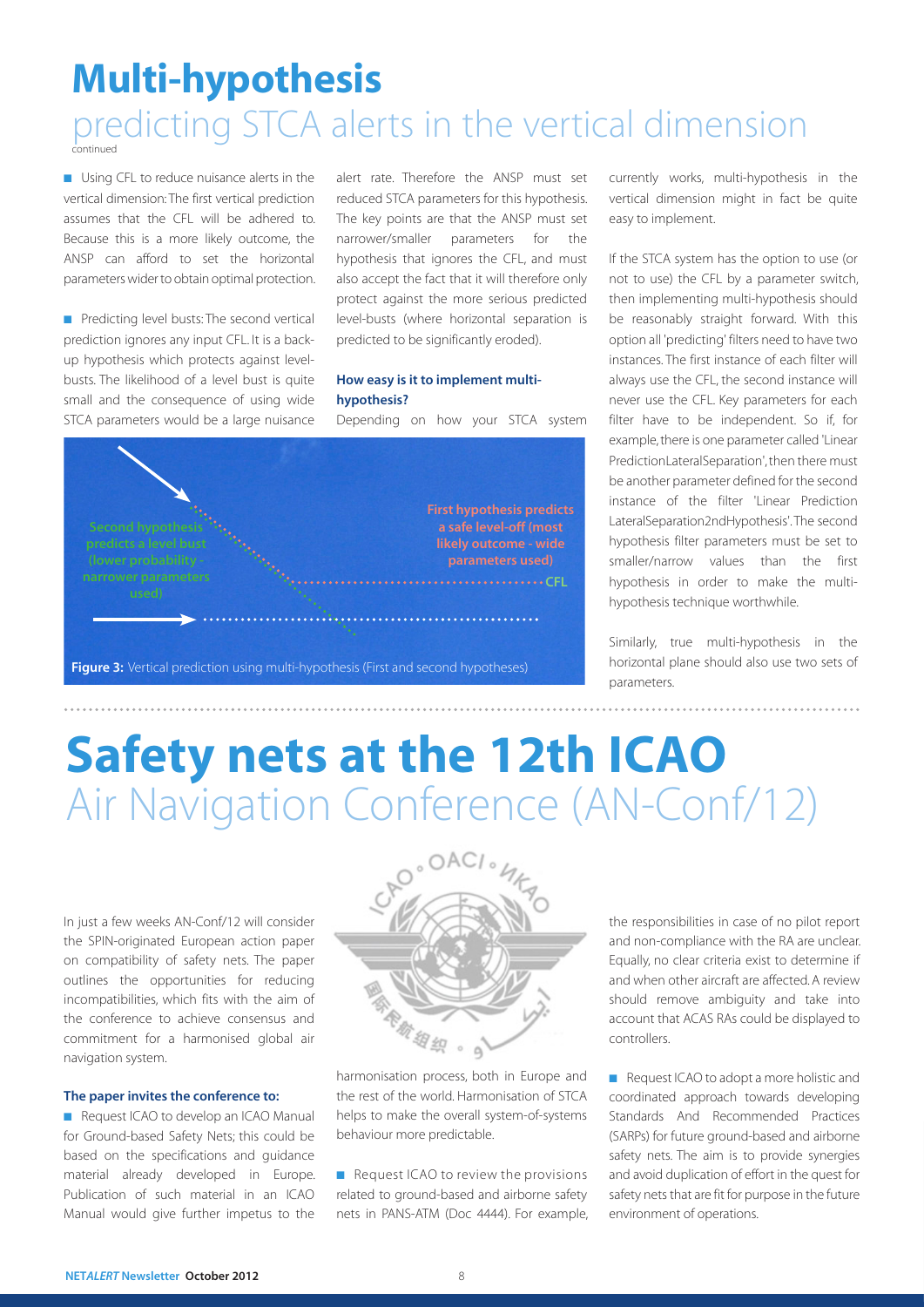# **Multi-hypothesis** predicting STCA alerts in the vertical dimension

continued

■ Using CFL to reduce nuisance alerts in the vertical dimension: The first vertical prediction assumes that the CFL will be adhered to. Because this is a more likely outcome, the ANSP can afford to set the horizontal parameters wider to obtain optimal protection.

■ Predicting level busts: The second vertical prediction ignores any input CFL. It is a back-up hypothesis which protects against level-busts. The likelihood of a level bust is quite small and the consequence of using wide STCA parameters would be a large nuisance alert rate. Therefore the ANSP must set reduced STCA parameters for this hypothesis. The key points are that the ANSP must set narrower/smaller parameters for the hypothesis that ignores the CFL, and must also accept the fact that it will therefore only protect against the more serious predicted level-busts (where horizontal separation is predicted to be significantly eroded).

### How easy is it to implement multi-hypothesis?

Depending on how your STCA system currently works, multi-hypothesis in the vertical dimension might in fact be quite easy to implement.

If the STCA system has the option to use (or not to use) the CFL by a parameter switch, then implementing multi-hypothesis should be reasonably straight forward. With this option all 'predicting' filters need to have two instances. The first instance of each filter will always use the CFL, the second instance will never use the CFL. Key parameters for each filter have to be independent. So if, for example, there is one parameter called 'Linear PredictionLateralSeparation', then there must be another parameter defined for the second instance of the filter 'Linear Prediction LateralSeparation2ndHypothesis'. The second hypothesis filter parameters must be set to smaller/narrow values than the first hypothesis in order to make the multi-hypothesis technique worthwhile.

Similarly, true multi-hypothesis in the horizontal plane should also use two sets of parameters.

Second hypothesis predicts a level bust (lower probability - narrower parameters used)

First hypothesis predicts a safe level-off (most likely outcome - wide parameters used)

CFL

**Figure 3:** Vertical prediction using multi-hypothesis (First and second hypotheses)

# **Safety nets at the 12th ICAO** Air Navigation Conference (AN-Conf/12)

In just a few weeks AN-Conf/12 will consider the SPIN-originated European action paper on compatibility of safety nets. The paper outlines the opportunities for reducing incompatibilities, which fits with the aim of the conference to achieve consensus and commitment for a harmonised global air navigation system.

**The paper invites the conference to:**

■ Request ICAO to develop an ICAO Manual for Ground-based Safety Nets; this could be based on the specifications and guidance material already developed in Europe. Publication of such material in an ICAO Manual would give further impetus to the harmonisation process, both in Europe and the rest of the world. Harmonisation of STCA helps to make the overall system-of-systems behaviour more predictable.

■ Request ICAO to review the provisions related to ground-based and airborne safety nets in PANS-ATM (Doc 4444). For example, the responsibilities in case of no pilot report and non-compliance with the RA are unclear. Equally, no clear criteria exist to determine if and when other aircraft are affected. A review should remove ambiguity and take into account that ACAS RAs could be displayed to controllers.

■ Request ICAO to adopt a more holistic and coordinated approach towards developing Standards And Recommended Practices (SARPs) for future ground-based and airborne safety nets. The aim is to provide synergies and avoid duplication of effort in the quest for safety nets that are fit for purpose in the future environment of operations.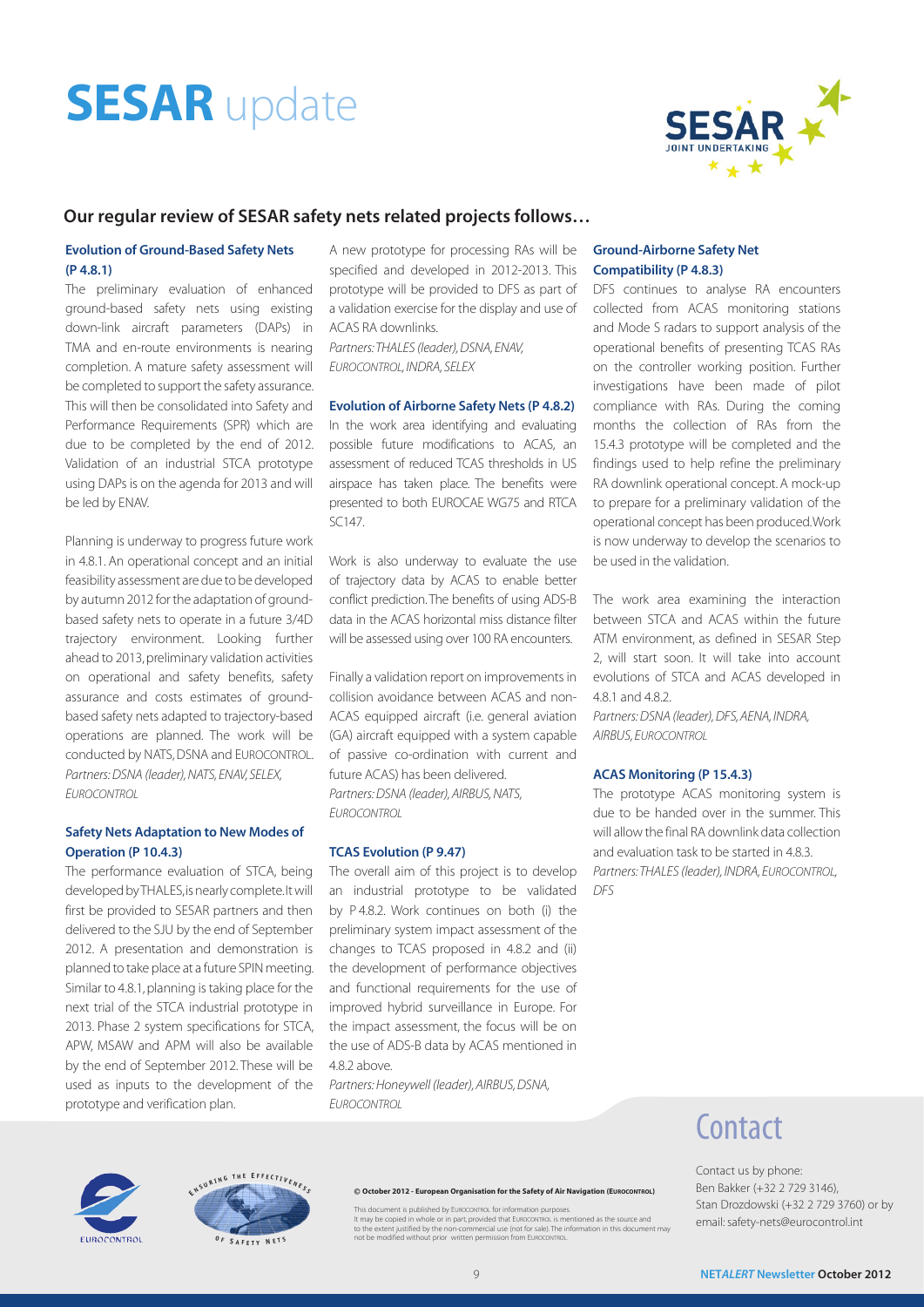# SESAR update

## Our regular review of SESAR safety nets related projects follows…

### Evolution of Ground-Based Safety Nets (P 4.8.1)

The preliminary evaluation of enhanced ground-based safety nets using existing down-link aircraft parameters (DAPs) in TMA and en-route environments is nearing completion. A mature safety assessment will be completed to support the safety assurance. This will then be consolidated into Safety and Performance Requirements (SPR) which are due to be completed by the end of 2012. Validation of an industrial STCA prototype using DAPs is on the agenda for 2013 and will be led by ENAV.

Planning is underway to progress future work in 4.8.1. An operational concept and an initial feasibility assessment are due to be developed by autumn 2012 for the adaptation of ground-based safety nets to operate in a future 3/4D trajectory environment. Looking further ahead to 2013, preliminary validation activities on operational and safety benefits, safety assurance and costs estimates of ground-based safety nets adapted to trajectory-based operations are planned. The work will be conducted by NATS, DSNA and EUROCONTROL.

*Partners: DSNA (leader), NATS, ENAV, SELEX, EUROCONTROL*

### Safety Nets Adaptation to New Modes of Operation (P 10.4.3)

The performance evaluation of STCA, being developed by THALES, is nearly complete. It will first be provided to SESAR partners and then delivered to the SJU by the end of September 2012. A presentation and demonstration is planned to take place at a future SPIN meeting. Similar to 4.8.1, planning is taking place for the next trial of the STCA industrial prototype in 2013. Phase 2 system specifications for STCA, APW, MSAW and APM will also be available by the end of September 2012. These will be used as inputs to the development of the prototype and verification plan.

A new prototype for processing RAs will be specified and developed in 2012-2013. This prototype will be provided to DFS as part of a validation exercise for the display and use of ACAS RA downlinks.

*Partners: THALES (leader), DSNA, ENAV, EUROCONTROL, INDRA, SELEX*

### Evolution of Airborne Safety Nets (P 4.8.2)

In the work area identifying and evaluating possible future modifications to ACAS, an assessment of reduced TCAS thresholds in US airspace has taken place. The benefits were presented to both EUROCAE WG75 and RTCA SC147.

Work is also underway to evaluate the use of trajectory data by ACAS to enable better conflict prediction. The benefits of using ADS-B data in the ACAS horizontal miss distance filter will be assessed using over 100 RA encounters.

Finally a validation report on improvements in collision avoidance between ACAS and non-ACAS equipped aircraft (i.e. general aviation (GA) aircraft equipped with a system capable of passive co-ordination with current and future ACAS) has been delivered.

*Partners: DSNA (leader), AIRBUS, NATS, EUROCONTROL*

### TCAS Evolution (P 9.47)

The overall aim of this project is to develop an industrial prototype to be validated by P 4.8.2. Work continues on both (i) the preliminary system impact assessment of the changes to TCAS proposed in 4.8.2 and (ii) the development of performance objectives and functional requirements for the use of improved hybrid surveillance in Europe. For the impact assessment, the focus will be on the use of ADS-B data by ACAS mentioned in 4.8.2 above.

*Partners: Honeywell (leader), AIRBUS, DSNA, EUROCONTROL*

### Ground-Airborne Safety Net Compatibility (P 4.8.3)

DFS continues to analyse RA encounters collected from ACAS monitoring stations and Mode S radars to support analysis of the operational benefits of presenting TCAS RAs on the controller working position. Further investigations have been made of pilot compliance with RAs. During the coming months the collection of RAs from the 15.4.3 prototype will be completed and the findings used to help refine the preliminary RA downlink operational concept. A mock-up to prepare for a preliminary validation of the operational concept has been produced. Work is now underway to develop the scenarios to be used in the validation.

The work area examining the interaction between STCA and ACAS within the future ATM environment, as defined in SESAR Step 2, will start soon. It will take into account evolutions of STCA and ACAS developed in 4.8.1 and 4.8.2.

*Partners: DSNA (leader), DFS, AENA, INDRA, AIRBUS, EUROCONTROL*

### ACAS Monitoring (P 15.4.3)

The prototype ACAS monitoring system is due to be handed over in the summer. This will allow the final RA downlink data collection and evaluation task to be started in 4.8.3.

*Partners: THALES (leader), INDRA, EUROCONTROL, DFS*

## Contact

Contact us by phone:
Ben Bakker (+32 2 729 3146),
Stan Drozdowski (+32 2 729 3760) or by
email: safety-nets@eurocontrol.int

**© October 2012 - European Organisation for the Safety of Air Navigation (EUROCONTROL)**

This document is published by EUROCONTROL for information purposes.
It may be copied in whole or in part, provided that EUROCONTROL is mentioned as the source and to the extent justified by the non-commercial use (not for sale). The information in this document may not be modified without prior written permission from EUROCONTROL.